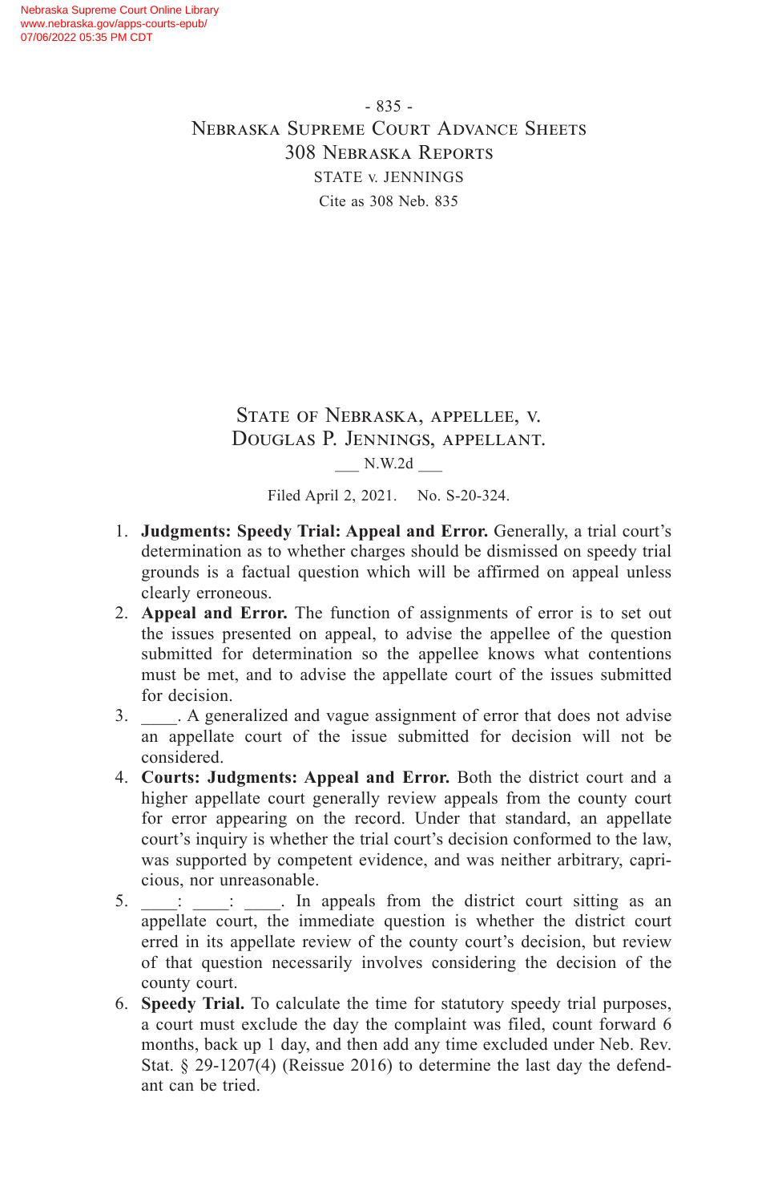# State of Nebraska, appellee, v. Douglas P. Jennings, appellant.

___ N.W.2d ___

Filed April 2, 2021. No. S-20-324.

1. **Judgments: Speedy Trial: Appeal and Error.** Generally, a trial court's determination as to whether charges should be dismissed on speedy trial grounds is a factual question which will be affirmed on appeal unless clearly erroneous.
2. **Appeal and Error.** The function of assignments of error is to set out the issues presented on appeal, to advise the appellee of the question submitted for determination so the appellee knows what contentions must be met, and to advise the appellate court of the issues submitted for decision.
3. \_\_\_\_. A generalized and vague assignment of error that does not advise an appellate court of the issue submitted for decision will not be considered.
4. **Courts: Judgments: Appeal and Error.** Both the district court and a higher appellate court generally review appeals from the county court for error appearing on the record. Under that standard, an appellate court's inquiry is whether the trial court's decision conformed to the law, was supported by competent evidence, and was neither arbitrary, capricious, nor unreasonable.
5. \_\_\_\_: \_\_\_\_: \_\_\_\_. In appeals from the district court sitting as an appellate court, the immediate question is whether the district court erred in its appellate review of the county court's decision, but review of that question necessarily involves considering the decision of the county court.
6. **Speedy Trial.** To calculate the time for statutory speedy trial purposes, a court must exclude the day the complaint was filed, count forward 6 months, back up 1 day, and then add any time excluded under Neb. Rev. Stat. § 29-1207(4) (Reissue 2016) to determine the last day the defendant can be tried.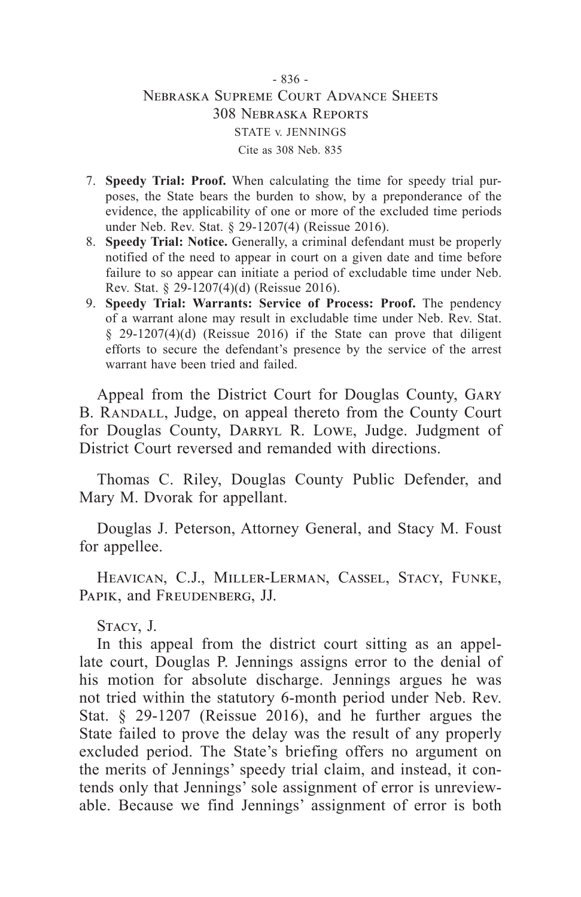7. **Speedy Trial: Proof.** When calculating the time for speedy trial purposes, the State bears the burden to show, by a preponderance of the evidence, the applicability of one or more of the excluded time periods under Neb. Rev. Stat. § 29-1207(4) (Reissue 2016).
8. **Speedy Trial: Notice.** Generally, a criminal defendant must be properly notified of the need to appear in court on a given date and time before failure to so appear can initiate a period of excludable time under Neb. Rev. Stat. § 29-1207(4)(d) (Reissue 2016).
9. **Speedy Trial: Warrants: Service of Process: Proof.** The pendency of a warrant alone may result in excludable time under Neb. Rev. Stat. § 29-1207(4)(d) (Reissue 2016) if the State can prove that diligent efforts to secure the defendant's presence by the service of the arrest warrant have been tried and failed.

Appeal from the District Court for Douglas County, Gary B. Randall, Judge, on appeal thereto from the County Court for Douglas County, Darryl R. Lowe, Judge. Judgment of District Court reversed and remanded with directions.

Thomas C. Riley, Douglas County Public Defender, and Mary M. Dvorak for appellant.

Douglas J. Peterson, Attorney General, and Stacy M. Foust for appellee.

Heavican, C.J., Miller-Lerman, Cassel, Stacy, Funke, Papik, and Freudenberg, JJ.

Stacy, J.

In this appeal from the district court sitting as an appellate court, Douglas P. Jennings assigns error to the denial of his motion for absolute discharge. Jennings argues he was not tried within the statutory 6-month period under Neb. Rev. Stat. § 29-1207 (Reissue 2016), and he further argues the State failed to prove the delay was the result of any properly excluded period. The State's briefing offers no argument on the merits of Jennings' speedy trial claim, and instead, it contends only that Jennings' sole assignment of error is unreviewable. Because we find Jennings' assignment of error is both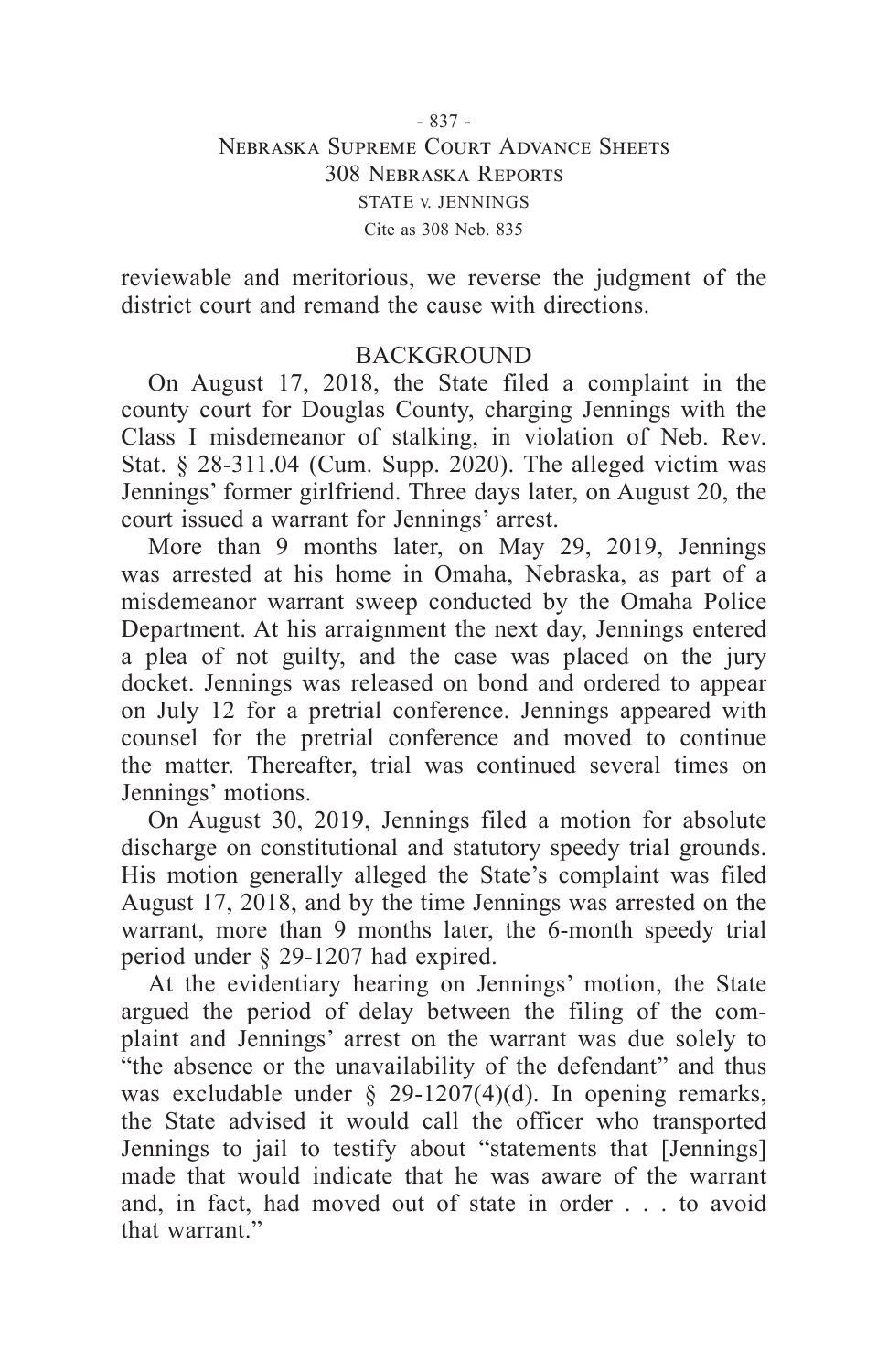reviewable and meritorious, we reverse the judgment of the district court and remand the cause with directions.

## BACKGROUND

On August 17, 2018, the State filed a complaint in the county court for Douglas County, charging Jennings with the Class I misdemeanor of stalking, in violation of Neb. Rev. Stat. § 28-311.04 (Cum. Supp. 2020). The alleged victim was Jennings' former girlfriend. Three days later, on August 20, the court issued a warrant for Jennings' arrest.

More than 9 months later, on May 29, 2019, Jennings was arrested at his home in Omaha, Nebraska, as part of a misdemeanor warrant sweep conducted by the Omaha Police Department. At his arraignment the next day, Jennings entered a plea of not guilty, and the case was placed on the jury docket. Jennings was released on bond and ordered to appear on July 12 for a pretrial conference. Jennings appeared with counsel for the pretrial conference and moved to continue the matter. Thereafter, trial was continued several times on Jennings' motions.

On August 30, 2019, Jennings filed a motion for absolute discharge on constitutional and statutory speedy trial grounds. His motion generally alleged the State's complaint was filed August 17, 2018, and by the time Jennings was arrested on the warrant, more than 9 months later, the 6-month speedy trial period under § 29-1207 had expired.

At the evidentiary hearing on Jennings' motion, the State argued the period of delay between the filing of the complaint and Jennings' arrest on the warrant was due solely to "the absence or the unavailability of the defendant" and thus was excludable under § 29-1207(4)(d). In opening remarks, the State advised it would call the officer who transported Jennings to jail to testify about "statements that [Jennings] made that would indicate that he was aware of the warrant and, in fact, had moved out of state in order . . . to avoid that warrant."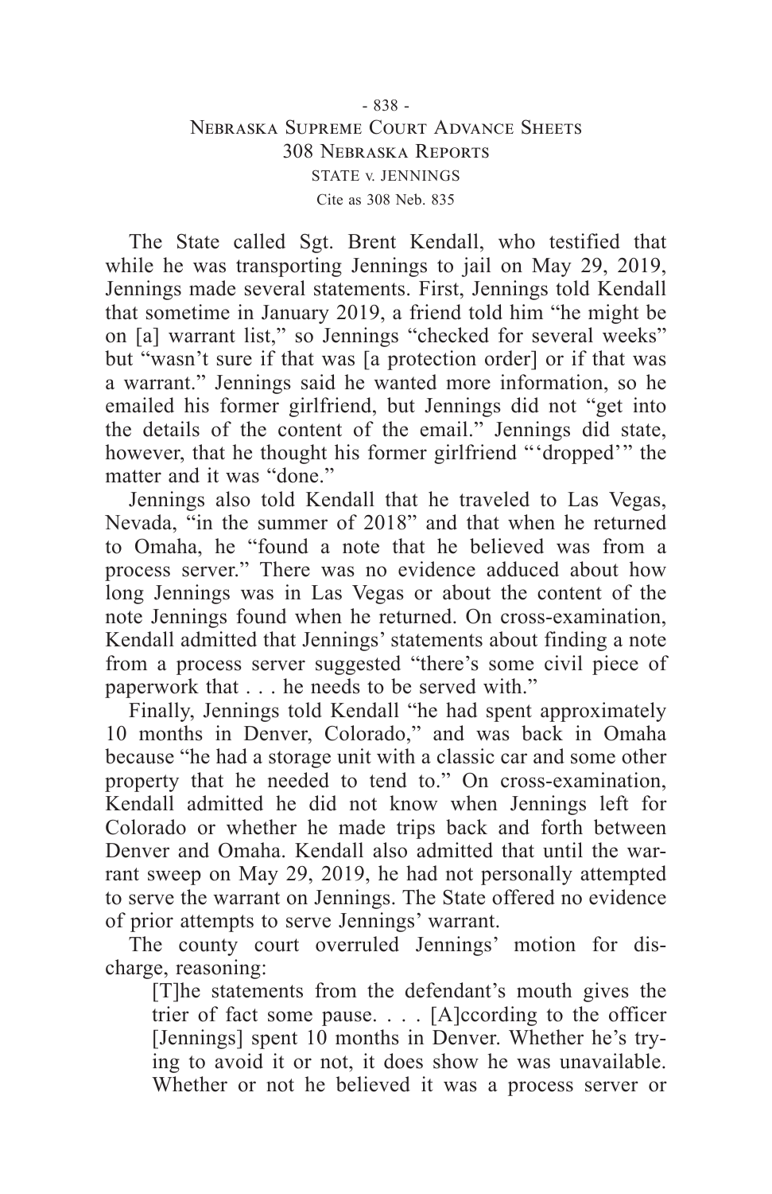The State called Sgt. Brent Kendall, who testified that while he was transporting Jennings to jail on May 29, 2019, Jennings made several statements. First, Jennings told Kendall that sometime in January 2019, a friend told him "he might be on [a] warrant list," so Jennings "checked for several weeks" but "wasn't sure if that was [a protection order] or if that was a warrant." Jennings said he wanted more information, so he emailed his former girlfriend, but Jennings did not "get into the details of the content of the email." Jennings did state, however, that he thought his former girlfriend "'dropped'" the matter and it was "done."

Jennings also told Kendall that he traveled to Las Vegas, Nevada, "in the summer of 2018" and that when he returned to Omaha, he "found a note that he believed was from a process server." There was no evidence adduced about how long Jennings was in Las Vegas or about the content of the note Jennings found when he returned. On cross-examination, Kendall admitted that Jennings' statements about finding a note from a process server suggested "there's some civil piece of paperwork that . . . he needs to be served with."

Finally, Jennings told Kendall "he had spent approximately 10 months in Denver, Colorado," and was back in Omaha because "he had a storage unit with a classic car and some other property that he needed to tend to." On cross-examination, Kendall admitted he did not know when Jennings left for Colorado or whether he made trips back and forth between Denver and Omaha. Kendall also admitted that until the warrant sweep on May 29, 2019, he had not personally attempted to serve the warrant on Jennings. The State offered no evidence of prior attempts to serve Jennings' warrant.

The county court overruled Jennings' motion for discharge, reasoning:

> [T]he statements from the defendant's mouth gives the trier of fact some pause. . . . [A]ccording to the officer [Jennings] spent 10 months in Denver. Whether he's trying to avoid it or not, it does show he was unavailable. Whether or not he believed it was a process server or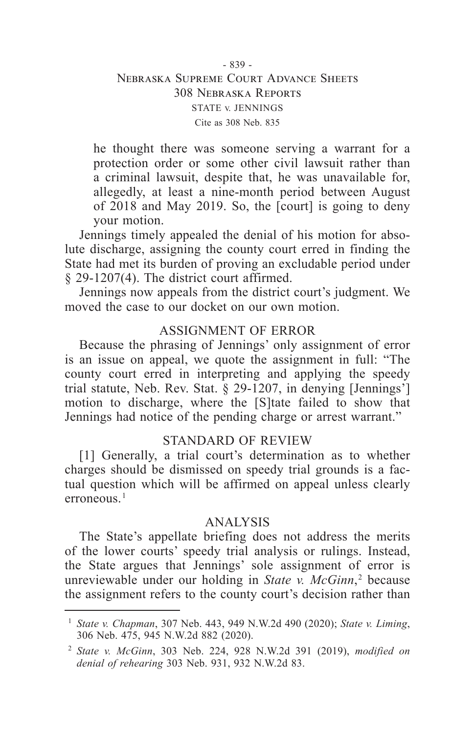> he thought there was someone serving a warrant for a protection order or some other civil lawsuit rather than a criminal lawsuit, despite that, he was unavailable for, allegedly, at least a nine-month period between August of 2018 and May 2019. So, the [court] is going to deny your motion.

Jennings timely appealed the denial of his motion for absolute discharge, assigning the county court erred in finding the State had met its burden of proving an excludable period under § 29-1207(4). The district court affirmed.

Jennings now appeals from the district court's judgment. We moved the case to our docket on our own motion.

## ASSIGNMENT OF ERROR

Because the phrasing of Jennings' only assignment of error is an issue on appeal, we quote the assignment in full: "The county court erred in interpreting and applying the speedy trial statute, Neb. Rev. Stat. § 29-1207, in denying [Jennings'] motion to discharge, where the [S]tate failed to show that Jennings had notice of the pending charge or arrest warrant."

## STANDARD OF REVIEW

[1] Generally, a trial court's determination as to whether charges should be dismissed on speedy trial grounds is a factual question which will be affirmed on appeal unless clearly erroneous.[1]

## ANALYSIS

The State's appellate briefing does not address the merits of the lower courts' speedy trial analysis or rulings. Instead, the State argues that Jennings' sole assignment of error is unreviewable under our holding in *State v. McGinn*,[2] because the assignment refers to the county court's decision rather than

---

[1] *State v. Chapman*, 307 Neb. 443, 949 N.W.2d 490 (2020); *State v. Liming*, 306 Neb. 475, 945 N.W.2d 882 (2020).

[2] *State v. McGinn*, 303 Neb. 224, 928 N.W.2d 391 (2019), *modified on denial of rehearing* 303 Neb. 931, 932 N.W.2d 83.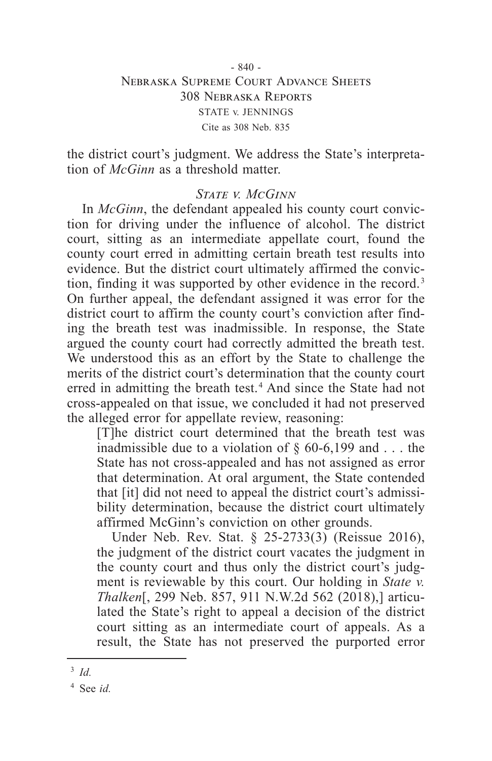the district court's judgment. We address the State's interpretation of *McGinn* as a threshold matter.

### *State v. McGinn*

In *McGinn*, the defendant appealed his county court conviction for driving under the influence of alcohol. The district court, sitting as an intermediate appellate court, found the county court erred in admitting certain breath test results into evidence. But the district court ultimately affirmed the conviction, finding it was supported by other evidence in the record.[3] On further appeal, the defendant assigned it was error for the district court to affirm the county court's conviction after finding the breath test was inadmissible. In response, the State argued the county court had correctly admitted the breath test. We understood this as an effort by the State to challenge the merits of the district court's determination that the county court erred in admitting the breath test.[4] And since the State had not cross-appealed on that issue, we concluded it had not preserved the alleged error for appellate review, reasoning:

> [T]he district court determined that the breath test was inadmissible due to a violation of § 60-6,199 and . . . the State has not cross-appealed and has not assigned as error that determination. At oral argument, the State contended that [it] did not need to appeal the district court's admissibility determination, because the district court ultimately affirmed McGinn's conviction on other grounds.
>
> Under Neb. Rev. Stat. § 25-2733(3) (Reissue 2016), the judgment of the district court vacates the judgment in the county court and thus only the district court's judgment is reviewable by this court. Our holding in *State v. Thalken*[, 299 Neb. 857, 911 N.W.2d 562 (2018),] articulated the State's right to appeal a decision of the district court sitting as an intermediate court of appeals. As a result, the State has not preserved the purported error

---

[3] *Id.*

[4] See *id.*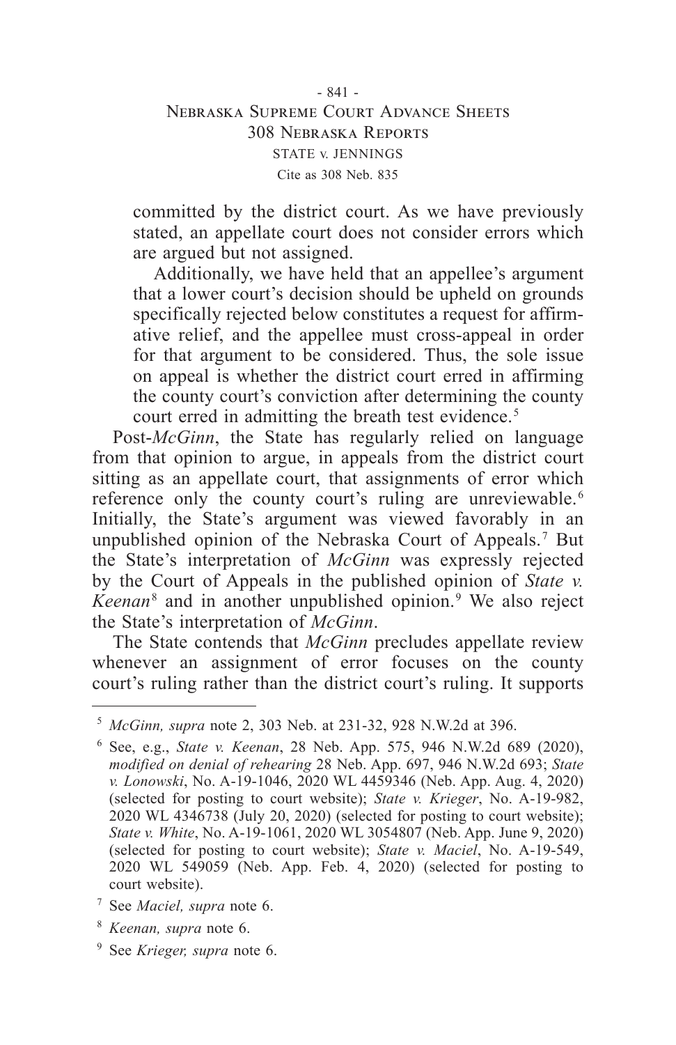> committed by the district court. As we have previously stated, an appellate court does not consider errors which are argued but not assigned.
>
> Additionally, we have held that an appellee's argument that a lower court's decision should be upheld on grounds specifically rejected below constitutes a request for affirmative relief, and the appellee must cross-appeal in order for that argument to be considered. Thus, the sole issue on appeal is whether the district court erred in affirming the county court's conviction after determining the county court erred in admitting the breath test evidence.[5]

Post-*McGinn*, the State has regularly relied on language from that opinion to argue, in appeals from the district court sitting as an appellate court, that assignments of error which reference only the county court's ruling are unreviewable.[6] Initially, the State's argument was viewed favorably in an unpublished opinion of the Nebraska Court of Appeals.[7] But the State's interpretation of *McGinn* was expressly rejected by the Court of Appeals in the published opinion of *State v. Keenan*[8] and in another unpublished opinion.[9] We also reject the State's interpretation of *McGinn*.

The State contends that *McGinn* precludes appellate review whenever an assignment of error focuses on the county court's ruling rather than the district court's ruling. It supports

---

[5] *McGinn, supra* note 2, 303 Neb. at 231-32, 928 N.W.2d at 396.

[6] See, e.g., *State v. Keenan*, 28 Neb. App. 575, 946 N.W.2d 689 (2020), *modified on denial of rehearing* 28 Neb. App. 697, 946 N.W.2d 693; *State v. Lonowski*, No. A-19-1046, 2020 WL 4459346 (Neb. App. Aug. 4, 2020) (selected for posting to court website); *State v. Krieger*, No. A-19-982, 2020 WL 4346738 (July 20, 2020) (selected for posting to court website); *State v. White*, No. A-19-1061, 2020 WL 3054807 (Neb. App. June 9, 2020) (selected for posting to court website); *State v. Maciel*, No. A-19-549, 2020 WL 549059 (Neb. App. Feb. 4, 2020) (selected for posting to court website).

[7] See *Maciel, supra* note 6.

[8] *Keenan, supra* note 6.

[9] See *Krieger, supra* note 6.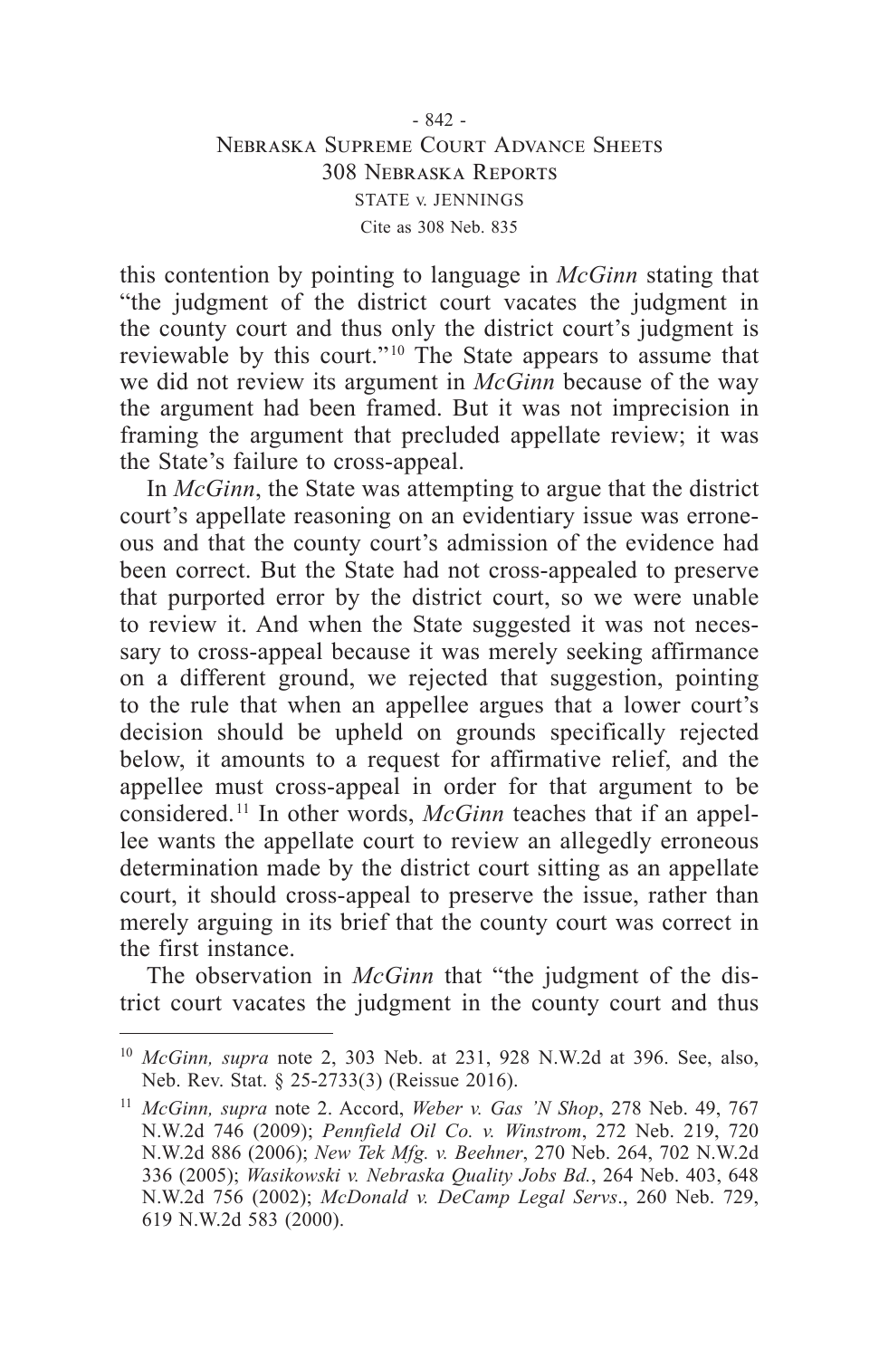this contention by pointing to language in *McGinn* stating that "the judgment of the district court vacates the judgment in the county court and thus only the district court's judgment is reviewable by this court."[10] The State appears to assume that we did not review its argument in *McGinn* because of the way the argument had been framed. But it was not imprecision in framing the argument that precluded appellate review; it was the State's failure to cross-appeal.

In *McGinn*, the State was attempting to argue that the district court's appellate reasoning on an evidentiary issue was erroneous and that the county court's admission of the evidence had been correct. But the State had not cross-appealed to preserve that purported error by the district court, so we were unable to review it. And when the State suggested it was not necessary to cross-appeal because it was merely seeking affirmance on a different ground, we rejected that suggestion, pointing to the rule that when an appellee argues that a lower court's decision should be upheld on grounds specifically rejected below, it amounts to a request for affirmative relief, and the appellee must cross-appeal in order for that argument to be considered.[11] In other words, *McGinn* teaches that if an appellee wants the appellate court to review an allegedly erroneous determination made by the district court sitting as an appellate court, it should cross-appeal to preserve the issue, rather than merely arguing in its brief that the county court was correct in the first instance.

The observation in *McGinn* that "the judgment of the district court vacates the judgment in the county court and thus

---

[10] *McGinn, supra* note 2, 303 Neb. at 231, 928 N.W.2d at 396. See, also, Neb. Rev. Stat. § 25-2733(3) (Reissue 2016).

[11] *McGinn, supra* note 2. Accord, *Weber v. Gas 'N Shop*, 278 Neb. 49, 767 N.W.2d 746 (2009); *Pennfield Oil Co. v. Winstrom*, 272 Neb. 219, 720 N.W.2d 886 (2006); *New Tek Mfg. v. Beehner*, 270 Neb. 264, 702 N.W.2d 336 (2005); *Wasikowski v. Nebraska Quality Jobs Bd.*, 264 Neb. 403, 648 N.W.2d 756 (2002); *McDonald v. DeCamp Legal Servs*., 260 Neb. 729, 619 N.W.2d 583 (2000).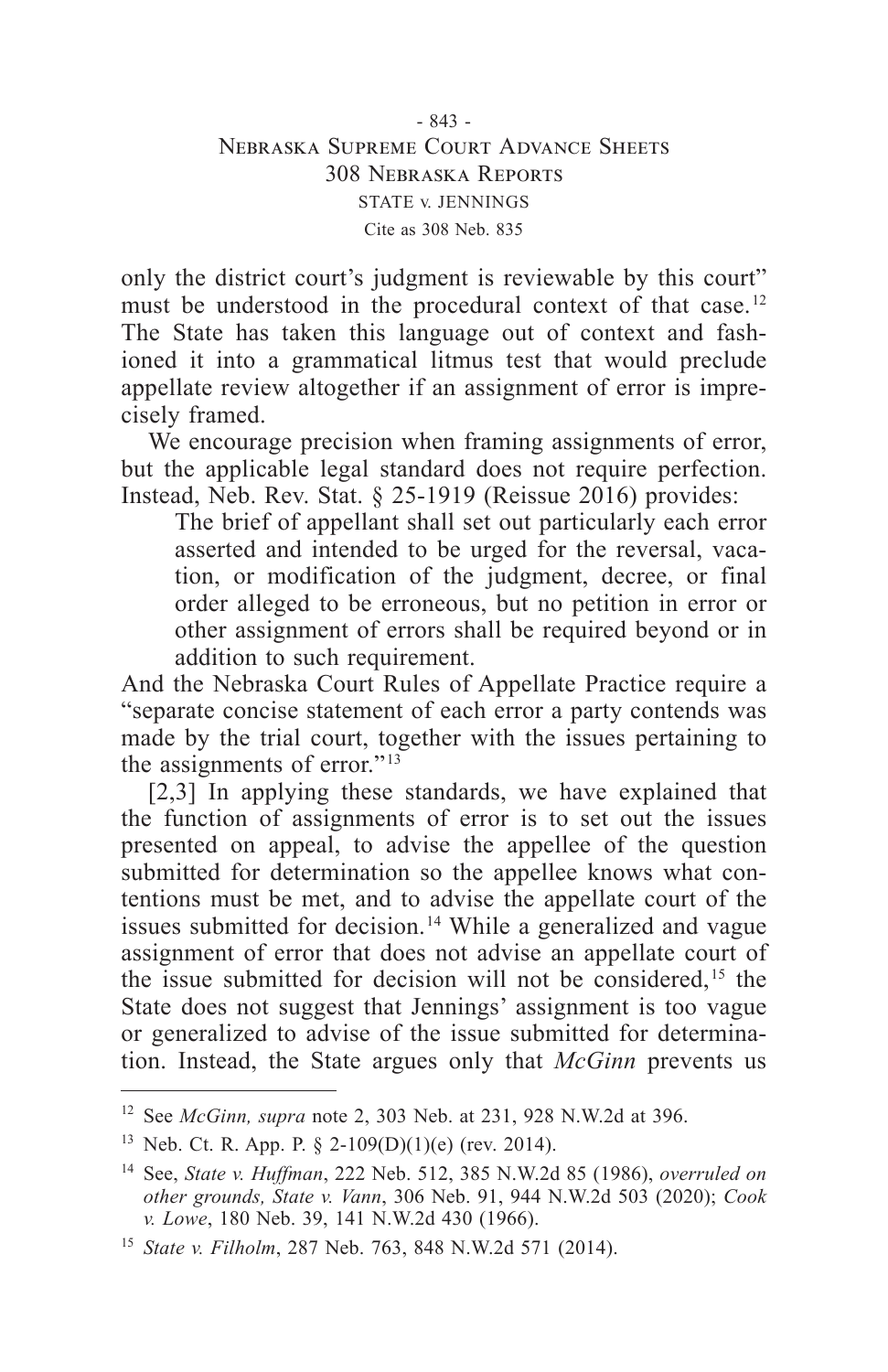only the district court's judgment is reviewable by this court" must be understood in the procedural context of that case.[12] The State has taken this language out of context and fashioned it into a grammatical litmus test that would preclude appellate review altogether if an assignment of error is imprecisely framed.

We encourage precision when framing assignments of error, but the applicable legal standard does not require perfection. Instead, Neb. Rev. Stat. § 25-1919 (Reissue 2016) provides:

> The brief of appellant shall set out particularly each error asserted and intended to be urged for the reversal, vacation, or modification of the judgment, decree, or final order alleged to be erroneous, but no petition in error or other assignment of errors shall be required beyond or in addition to such requirement.

And the Nebraska Court Rules of Appellate Practice require a "separate concise statement of each error a party contends was made by the trial court, together with the issues pertaining to the assignments of error."[13]

[2,3] In applying these standards, we have explained that the function of assignments of error is to set out the issues presented on appeal, to advise the appellee of the question submitted for determination so the appellee knows what contentions must be met, and to advise the appellate court of the issues submitted for decision.[14] While a generalized and vague assignment of error that does not advise an appellate court of the issue submitted for decision will not be considered,[15] the State does not suggest that Jennings' assignment is too vague or generalized to advise of the issue submitted for determination. Instead, the State argues only that *McGinn* prevents us

---

[12] See *McGinn, supra* note 2, 303 Neb. at 231, 928 N.W.2d at 396.

[13] Neb. Ct. R. App. P. § 2-109(D)(1)(e) (rev. 2014).

[14] See, *State v. Huffman*, 222 Neb. 512, 385 N.W.2d 85 (1986), *overruled on other grounds, State v. Vann*, 306 Neb. 91, 944 N.W.2d 503 (2020); *Cook v. Lowe*, 180 Neb. 39, 141 N.W.2d 430 (1966).

[15] *State v. Filholm*, 287 Neb. 763, 848 N.W.2d 571 (2014).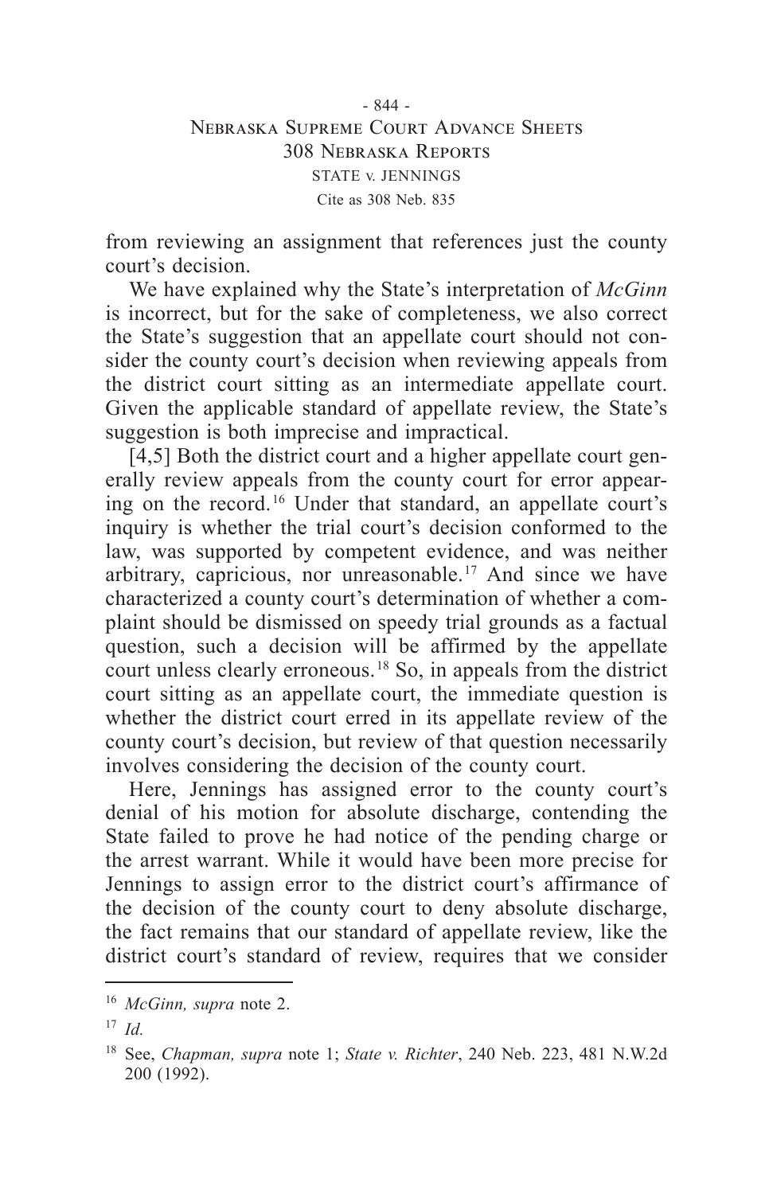from reviewing an assignment that references just the county court's decision.

We have explained why the State's interpretation of *McGinn* is incorrect, but for the sake of completeness, we also correct the State's suggestion that an appellate court should not consider the county court's decision when reviewing appeals from the district court sitting as an intermediate appellate court. Given the applicable standard of appellate review, the State's suggestion is both imprecise and impractical.

[4,5] Both the district court and a higher appellate court generally review appeals from the county court for error appearing on the record.[16] Under that standard, an appellate court's inquiry is whether the trial court's decision conformed to the law, was supported by competent evidence, and was neither arbitrary, capricious, nor unreasonable.[17] And since we have characterized a county court's determination of whether a complaint should be dismissed on speedy trial grounds as a factual question, such a decision will be affirmed by the appellate court unless clearly erroneous.[18] So, in appeals from the district court sitting as an appellate court, the immediate question is whether the district court erred in its appellate review of the county court's decision, but review of that question necessarily involves considering the decision of the county court.

Here, Jennings has assigned error to the county court's denial of his motion for absolute discharge, contending the State failed to prove he had notice of the pending charge or the arrest warrant. While it would have been more precise for Jennings to assign error to the district court's affirmance of the decision of the county court to deny absolute discharge, the fact remains that our standard of appellate review, like the district court's standard of review, requires that we consider

---

[16] *McGinn, supra* note 2.

[17] *Id.*

[18] See, *Chapman, supra* note 1; *State v. Richter*, 240 Neb. 223, 481 N.W.2d 200 (1992).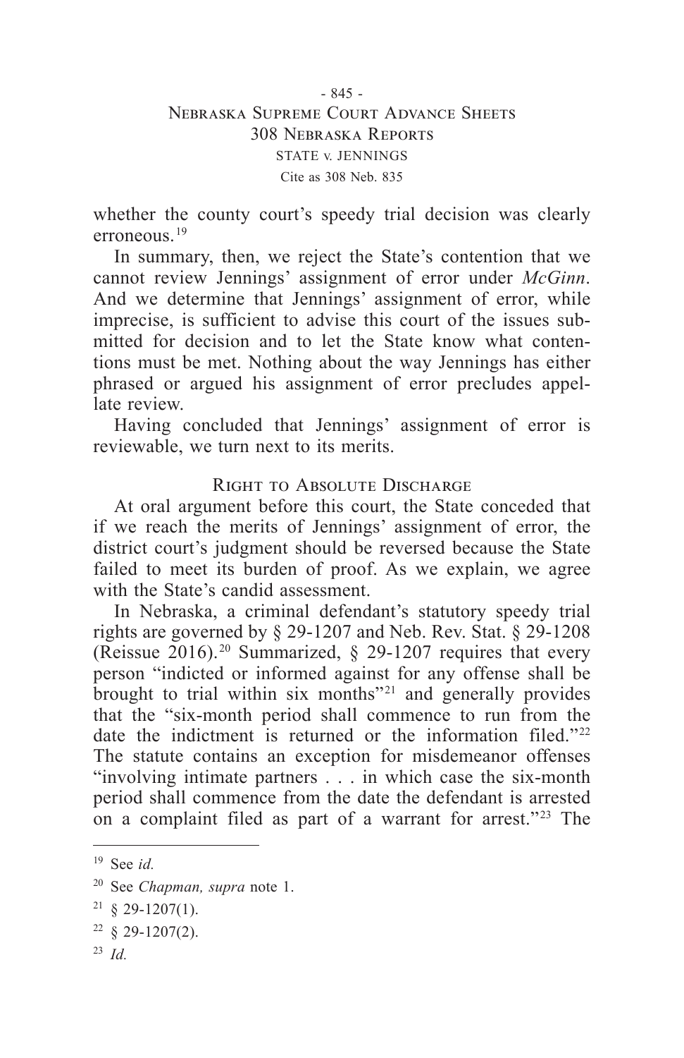whether the county court's speedy trial decision was clearly erroneous.[19]

In summary, then, we reject the State's contention that we cannot review Jennings' assignment of error under *McGinn*. And we determine that Jennings' assignment of error, while imprecise, is sufficient to advise this court of the issues submitted for decision and to let the State know what contentions must be met. Nothing about the way Jennings has either phrased or argued his assignment of error precludes appellate review.

Having concluded that Jennings' assignment of error is reviewable, we turn next to its merits.

### Right to Absolute Discharge

At oral argument before this court, the State conceded that if we reach the merits of Jennings' assignment of error, the district court's judgment should be reversed because the State failed to meet its burden of proof. As we explain, we agree with the State's candid assessment.

In Nebraska, a criminal defendant's statutory speedy trial rights are governed by § 29-1207 and Neb. Rev. Stat. § 29-1208 (Reissue 2016).[20] Summarized, § 29-1207 requires that every person "indicted or informed against for any offense shall be brought to trial within six months"[21] and generally provides that the "six-month period shall commence to run from the date the indictment is returned or the information filed."[22] The statute contains an exception for misdemeanor offenses "involving intimate partners . . . in which case the six-month period shall commence from the date the defendant is arrested on a complaint filed as part of a warrant for arrest."[23] The

---

[19] See *id.*

[20] See *Chapman, supra* note 1.

[21] § 29-1207(1).

[22] § 29-1207(2).

[23] *Id.*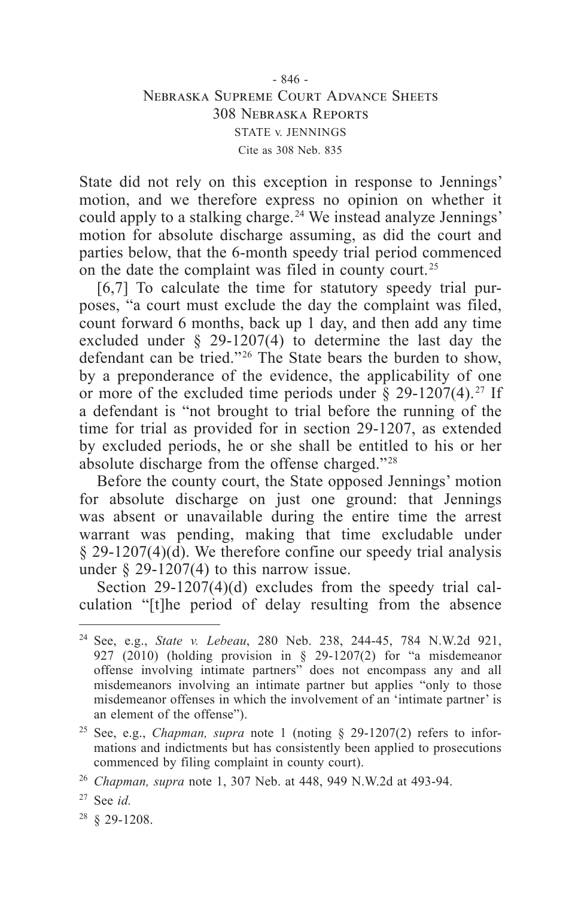State did not rely on this exception in response to Jennings' motion, and we therefore express no opinion on whether it could apply to a stalking charge.[24] We instead analyze Jennings' motion for absolute discharge assuming, as did the court and parties below, that the 6-month speedy trial period commenced on the date the complaint was filed in county court.[25]

[6,7] To calculate the time for statutory speedy trial purposes, "a court must exclude the day the complaint was filed, count forward 6 months, back up 1 day, and then add any time excluded under § 29-1207(4) to determine the last day the defendant can be tried."[26] The State bears the burden to show, by a preponderance of the evidence, the applicability of one or more of the excluded time periods under § 29-1207(4).[27] If a defendant is "not brought to trial before the running of the time for trial as provided for in section 29-1207, as extended by excluded periods, he or she shall be entitled to his or her absolute discharge from the offense charged."[28]

Before the county court, the State opposed Jennings' motion for absolute discharge on just one ground: that Jennings was absent or unavailable during the entire time the arrest warrant was pending, making that time excludable under § 29-1207(4)(d). We therefore confine our speedy trial analysis under § 29-1207(4) to this narrow issue.

Section 29-1207(4)(d) excludes from the speedy trial calculation "[t]he period of delay resulting from the absence

---

[24] See, e.g., *State v. Lebeau*, 280 Neb. 238, 244-45, 784 N.W.2d 921, 927 (2010) (holding provision in § 29-1207(2) for "a misdemeanor offense involving intimate partners" does not encompass any and all misdemeanors involving an intimate partner but applies "only to those misdemeanor offenses in which the involvement of an 'intimate partner' is an element of the offense").

[25] See, e.g., *Chapman, supra* note 1 (noting § 29-1207(2) refers to informations and indictments but has consistently been applied to prosecutions commenced by filing complaint in county court).

[26] *Chapman, supra* note 1, 307 Neb. at 448, 949 N.W.2d at 493-94.

[27] See *id.*

[28] § 29-1208.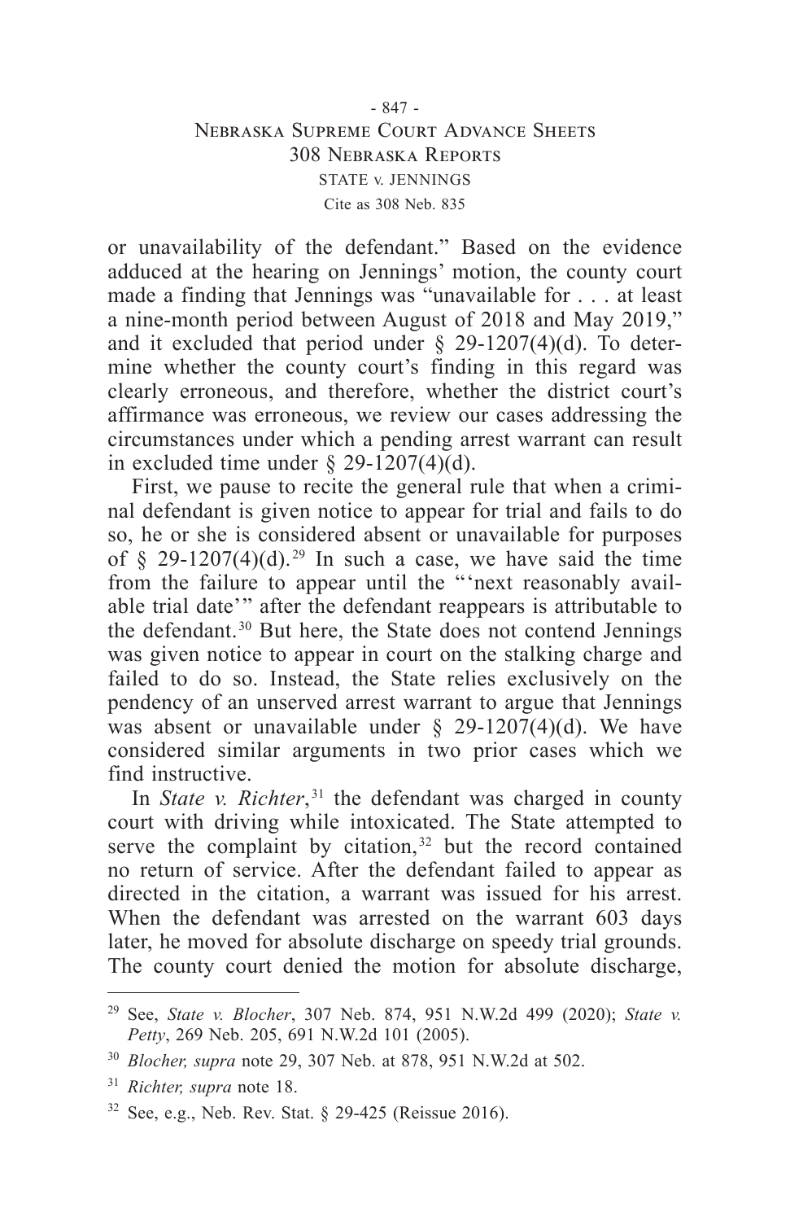or unavailability of the defendant." Based on the evidence adduced at the hearing on Jennings' motion, the county court made a finding that Jennings was "unavailable for . . . at least a nine-month period between August of 2018 and May 2019," and it excluded that period under § 29-1207(4)(d). To determine whether the county court's finding in this regard was clearly erroneous, and therefore, whether the district court's affirmance was erroneous, we review our cases addressing the circumstances under which a pending arrest warrant can result in excluded time under § 29-1207(4)(d).

First, we pause to recite the general rule that when a criminal defendant is given notice to appear for trial and fails to do so, he or she is considered absent or unavailable for purposes of § 29-1207(4)(d).[29] In such a case, we have said the time from the failure to appear until the "'next reasonably available trial date'" after the defendant reappears is attributable to the defendant.[30] But here, the State does not contend Jennings was given notice to appear in court on the stalking charge and failed to do so. Instead, the State relies exclusively on the pendency of an unserved arrest warrant to argue that Jennings was absent or unavailable under § 29-1207(4)(d). We have considered similar arguments in two prior cases which we find instructive.

In *State v. Richter*,[31] the defendant was charged in county court with driving while intoxicated. The State attempted to serve the complaint by citation,[32] but the record contained no return of service. After the defendant failed to appear as directed in the citation, a warrant was issued for his arrest. When the defendant was arrested on the warrant 603 days later, he moved for absolute discharge on speedy trial grounds. The county court denied the motion for absolute discharge,

---

[29] See, *State v. Blocher*, 307 Neb. 874, 951 N.W.2d 499 (2020); *State v. Petty*, 269 Neb. 205, 691 N.W.2d 101 (2005).

[30] *Blocher, supra* note 29, 307 Neb. at 878, 951 N.W.2d at 502.

[31] *Richter, supra* note 18.

[32] See, e.g., Neb. Rev. Stat. § 29-425 (Reissue 2016).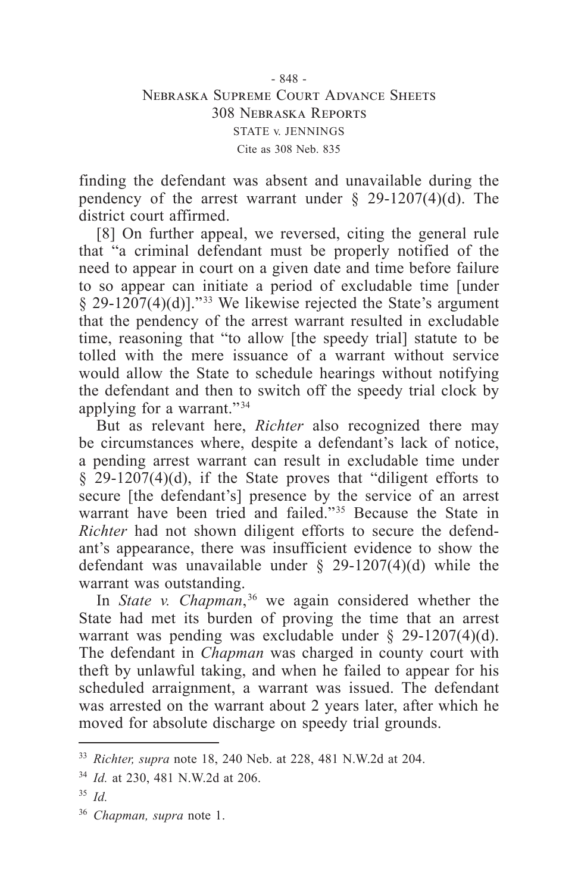finding the defendant was absent and unavailable during the pendency of the arrest warrant under § 29-1207(4)(d). The district court affirmed.

[8] On further appeal, we reversed, citing the general rule that "a criminal defendant must be properly notified of the need to appear in court on a given date and time before failure to so appear can initiate a period of excludable time [under § 29-1207(4)(d)]."[33] We likewise rejected the State's argument that the pendency of the arrest warrant resulted in excludable time, reasoning that "to allow [the speedy trial] statute to be tolled with the mere issuance of a warrant without service would allow the State to schedule hearings without notifying the defendant and then to switch off the speedy trial clock by applying for a warrant."[34]

But as relevant here, *Richter* also recognized there may be circumstances where, despite a defendant's lack of notice, a pending arrest warrant can result in excludable time under § 29-1207(4)(d), if the State proves that "diligent efforts to secure [the defendant's] presence by the service of an arrest warrant have been tried and failed."[35] Because the State in *Richter* had not shown diligent efforts to secure the defendant's appearance, there was insufficient evidence to show the defendant was unavailable under § 29-1207(4)(d) while the warrant was outstanding.

In *State v. Chapman*,[36] we again considered whether the State had met its burden of proving the time that an arrest warrant was pending was excludable under § 29-1207(4)(d). The defendant in *Chapman* was charged in county court with theft by unlawful taking, and when he failed to appear for his scheduled arraignment, a warrant was issued. The defendant was arrested on the warrant about 2 years later, after which he moved for absolute discharge on speedy trial grounds.

---

[33] *Richter, supra* note 18, 240 Neb. at 228, 481 N.W.2d at 204.

[34] *Id.* at 230, 481 N.W.2d at 206.

[35] *Id.*

[36] *Chapman, supra* note 1.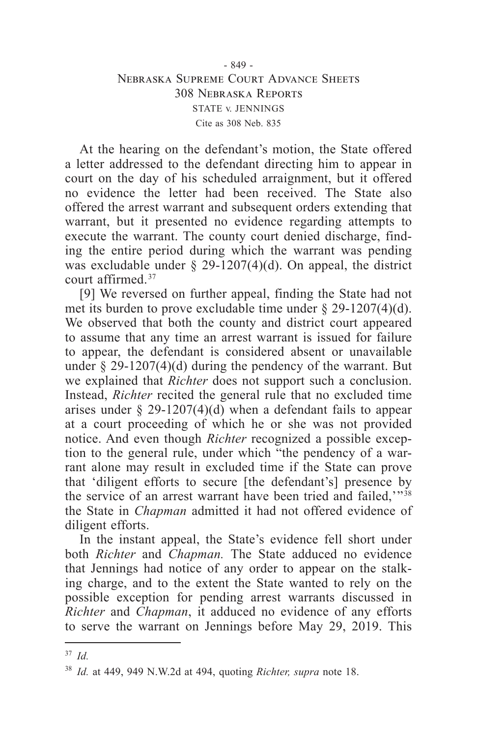At the hearing on the defendant's motion, the State offered a letter addressed to the defendant directing him to appear in court on the day of his scheduled arraignment, but it offered no evidence the letter had been received. The State also offered the arrest warrant and subsequent orders extending that warrant, but it presented no evidence regarding attempts to execute the warrant. The county court denied discharge, finding the entire period during which the warrant was pending was excludable under § 29-1207(4)(d). On appeal, the district court affirmed.[37]

[9] We reversed on further appeal, finding the State had not met its burden to prove excludable time under § 29-1207(4)(d). We observed that both the county and district court appeared to assume that any time an arrest warrant is issued for failure to appear, the defendant is considered absent or unavailable under § 29-1207(4)(d) during the pendency of the warrant. But we explained that *Richter* does not support such a conclusion. Instead, *Richter* recited the general rule that no excluded time arises under § 29-1207(4)(d) when a defendant fails to appear at a court proceeding of which he or she was not provided notice. And even though *Richter* recognized a possible exception to the general rule, under which "the pendency of a warrant alone may result in excluded time if the State can prove that 'diligent efforts to secure [the defendant's] presence by the service of an arrest warrant have been tried and failed,'"[38] the State in *Chapman* admitted it had not offered evidence of diligent efforts.

In the instant appeal, the State's evidence fell short under both *Richter* and *Chapman.* The State adduced no evidence that Jennings had notice of any order to appear on the stalking charge, and to the extent the State wanted to rely on the possible exception for pending arrest warrants discussed in *Richter* and *Chapman*, it adduced no evidence of any efforts to serve the warrant on Jennings before May 29, 2019. This

---

[37] *Id.*

[38] *Id.* at 449, 949 N.W.2d at 494, quoting *Richter, supra* note 18.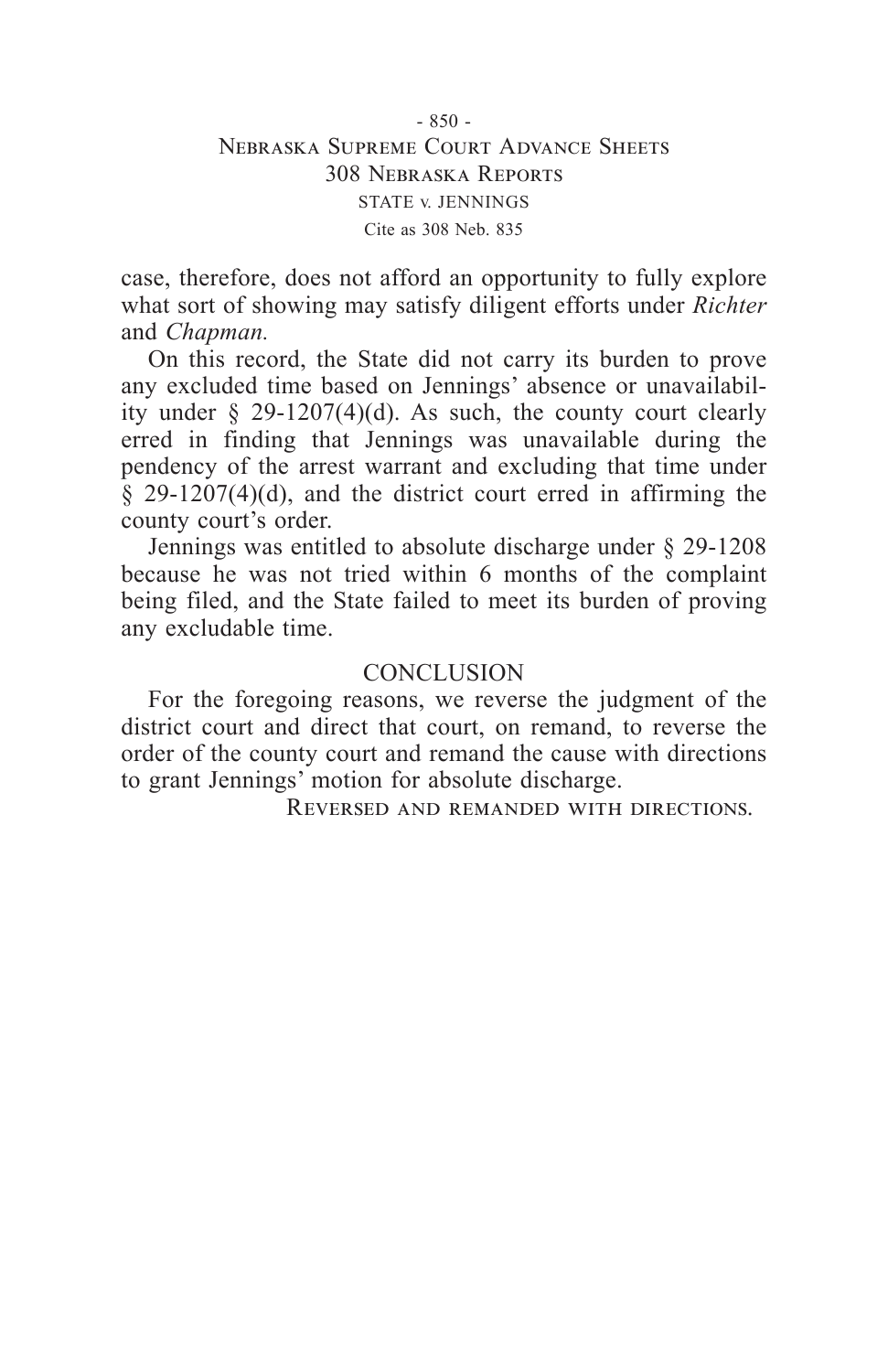case, therefore, does not afford an opportunity to fully explore what sort of showing may satisfy diligent efforts under *Richter* and *Chapman.*

On this record, the State did not carry its burden to prove any excluded time based on Jennings' absence or unavailability under § 29-1207(4)(d). As such, the county court clearly erred in finding that Jennings was unavailable during the pendency of the arrest warrant and excluding that time under § 29-1207(4)(d), and the district court erred in affirming the county court's order.

Jennings was entitled to absolute discharge under § 29-1208 because he was not tried within 6 months of the complaint being filed, and the State failed to meet its burden of proving any excludable time.

## CONCLUSION

For the foregoing reasons, we reverse the judgment of the district court and direct that court, on remand, to reverse the order of the county court and remand the cause with directions to grant Jennings' motion for absolute discharge.

Reversed and remanded with directions.